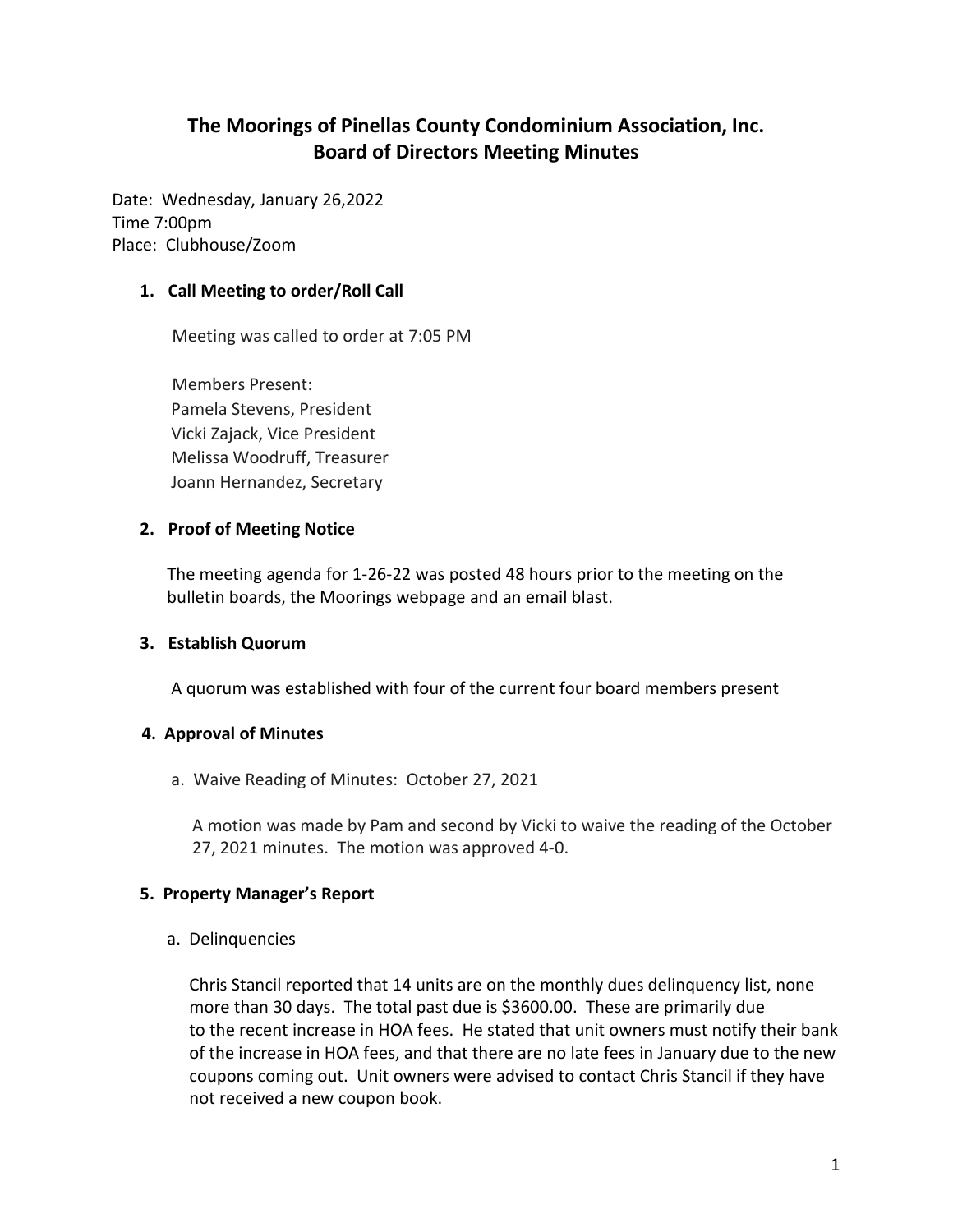# The Moorings of Pinellas County Condominium Association, Inc.
## Board of Directors Meeting Minutes

Date: Wednesday, January 26,2022
Time 7:00pm
Place: Clubhouse/Zoom

### 1. Call Meeting to order/Roll Call

Meeting was called to order at 7:05 PM

Members Present:
Pamela Stevens, President
Vicki Zajack, Vice President
Melissa Woodruff, Treasurer
Joann Hernandez, Secretary

### 2. Proof of Meeting Notice

The meeting agenda for 1-26-22 was posted 48 hours prior to the meeting on the bulletin boards, the Moorings webpage and an email blast.

### 3. Establish Quorum

A quorum was established with four of the current four board members present

### 4. Approval of Minutes

a. Waive Reading of Minutes: October 27, 2021

A motion was made by Pam and second by Vicki to waive the reading of the October 27, 2021 minutes. The motion was approved 4-0.

### 5. Property Manager's Report

a. Delinquencies

Chris Stancil reported that 14 units are on the monthly dues delinquency list, none more than 30 days. The total past due is $3600.00. These are primarily due to the recent increase in HOA fees. He stated that unit owners must notify their bank of the increase in HOA fees, and that there are no late fees in January due to the new coupons coming out. Unit owners were advised to contact Chris Stancil if they have not received a new coupon book.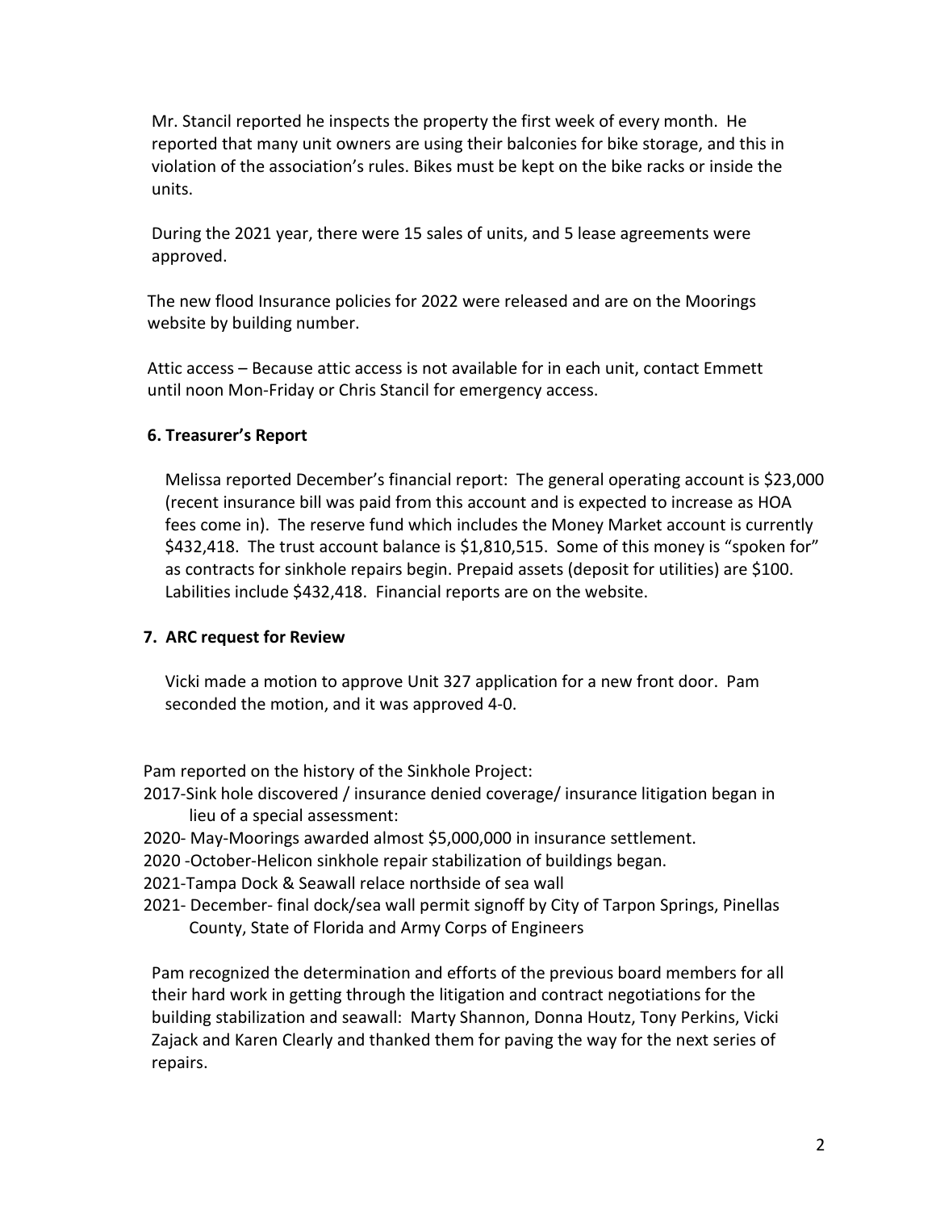Mr. Stancil reported he inspects the property the first week of every month. He reported that many unit owners are using their balconies for bike storage, and this in violation of the association's rules. Bikes must be kept on the bike racks or inside the units.

During the 2021 year, there were 15 sales of units, and 5 lease agreements were approved.

The new flood Insurance policies for 2022 were released and are on the Moorings website by building number.

Attic access – Because attic access is not available for in each unit, contact Emmett until noon Mon-Friday or Chris Stancil for emergency access.

### 6. Treasurer's Report

Melissa reported December's financial report: The general operating account is $23,000 (recent insurance bill was paid from this account and is expected to increase as HOA fees come in). The reserve fund which includes the Money Market account is currently $432,418. The trust account balance is $1,810,515. Some of this money is "spoken for" as contracts for sinkhole repairs begin. Prepaid assets (deposit for utilities) are $100. Labilities include $432,418. Financial reports are on the website.

### 7. ARC request for Review

Vicki made a motion to approve Unit 327 application for a new front door. Pam seconded the motion, and it was approved 4-0.

Pam reported on the history of the Sinkhole Project:

- 2017-Sink hole discovered / insurance denied coverage/ insurance litigation began in lieu of a special assessment:
- 2020- May-Moorings awarded almost $5,000,000 in insurance settlement.
- 2020 -October-Helicon sinkhole repair stabilization of buildings began.
- 2021-Tampa Dock & Seawall relace northside of sea wall
- 2021- December- final dock/sea wall permit signoff by City of Tarpon Springs, Pinellas County, State of Florida and Army Corps of Engineers

Pam recognized the determination and efforts of the previous board members for all their hard work in getting through the litigation and contract negotiations for the building stabilization and seawall: Marty Shannon, Donna Houtz, Tony Perkins, Vicki Zajack and Karen Clearly and thanked them for paving the way for the next series of repairs.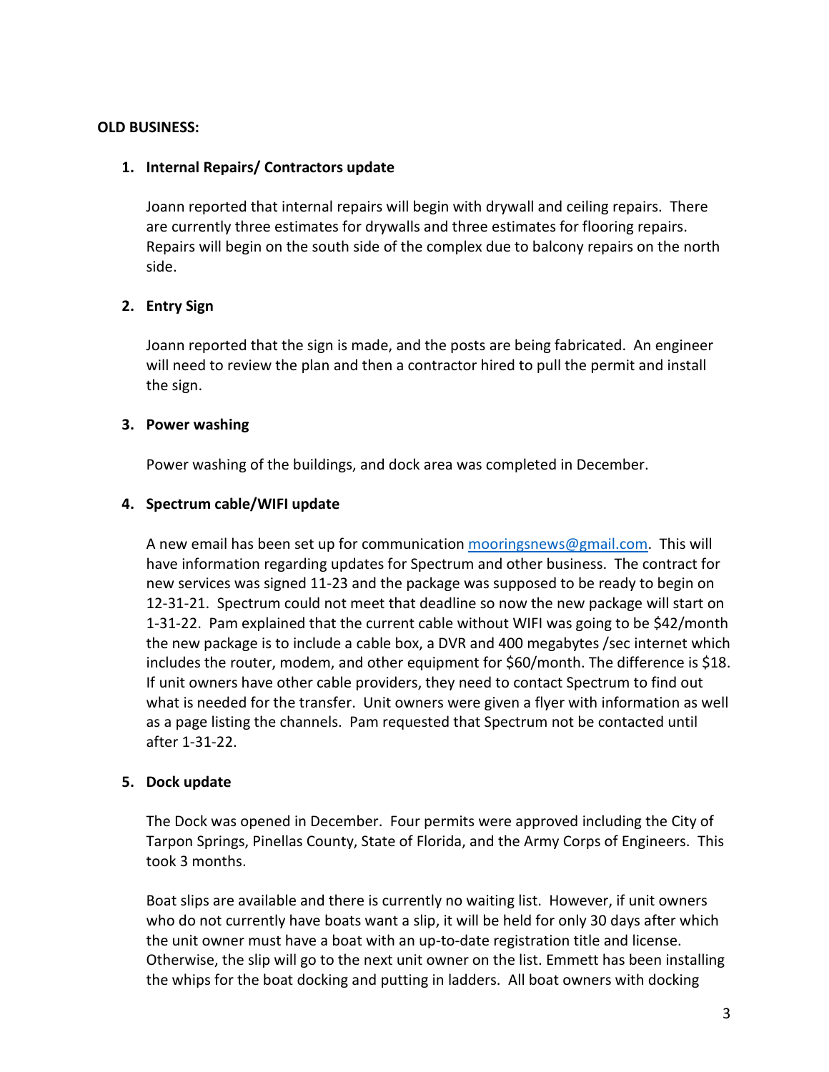**OLD BUSINESS:**

1. **Internal Repairs/ Contractors update**

   Joann reported that internal repairs will begin with drywall and ceiling repairs. There are currently three estimates for drywalls and three estimates for flooring repairs. Repairs will begin on the south side of the complex due to balcony repairs on the north side.

2. **Entry Sign**

   Joann reported that the sign is made, and the posts are being fabricated. An engineer will need to review the plan and then a contractor hired to pull the permit and install the sign.

3. **Power washing**

   Power washing of the buildings, and dock area was completed in December.

4. **Spectrum cable/WIFI update**

   A new email has been set up for communication mooringsnews@gmail.com. This will have information regarding updates for Spectrum and other business. The contract for new services was signed 11-23 and the package was supposed to be ready to begin on 12-31-21. Spectrum could not meet that deadline so now the new package will start on 1-31-22. Pam explained that the current cable without WIFI was going to be $42/month the new package is to include a cable box, a DVR and 400 megabytes /sec internet which includes the router, modem, and other equipment for $60/month. The difference is $18. If unit owners have other cable providers, they need to contact Spectrum to find out what is needed for the transfer. Unit owners were given a flyer with information as well as a page listing the channels. Pam requested that Spectrum not be contacted until after 1-31-22.

5. **Dock update**

   The Dock was opened in December. Four permits were approved including the City of Tarpon Springs, Pinellas County, State of Florida, and the Army Corps of Engineers. This took 3 months.

   Boat slips are available and there is currently no waiting list. However, if unit owners who do not currently have boats want a slip, it will be held for only 30 days after which the unit owner must have a boat with an up-to-date registration title and license. Otherwise, the slip will go to the next unit owner on the list. Emmett has been installing the whips for the boat docking and putting in ladders. All boat owners with docking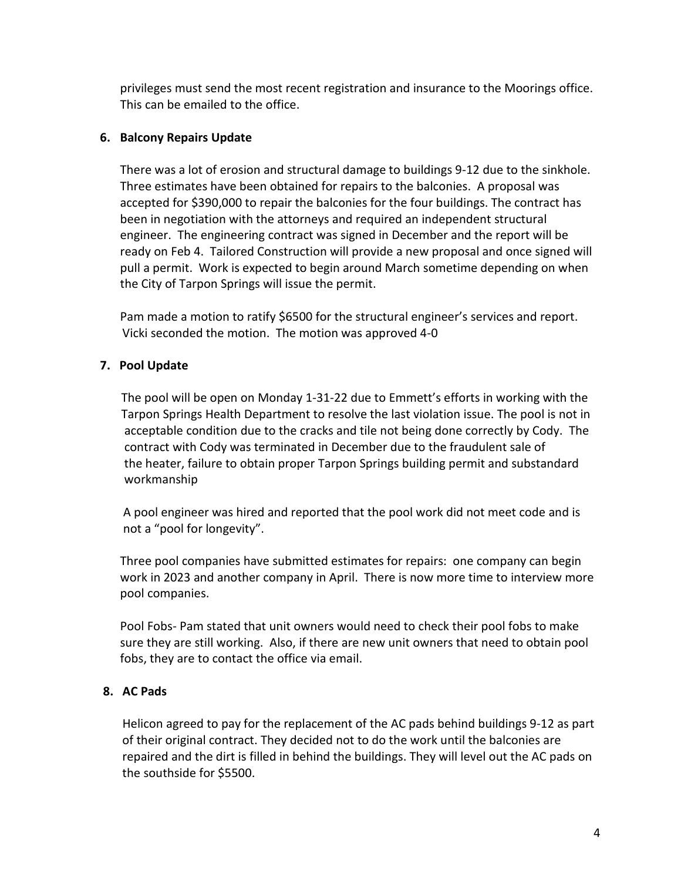privileges must send the most recent registration and insurance to the Moorings office. This can be emailed to the office.

**6. Balcony Repairs Update**

There was a lot of erosion and structural damage to buildings 9-12 due to the sinkhole. Three estimates have been obtained for repairs to the balconies. A proposal was accepted for $390,000 to repair the balconies for the four buildings. The contract has been in negotiation with the attorneys and required an independent structural engineer. The engineering contract was signed in December and the report will be ready on Feb 4. Tailored Construction will provide a new proposal and once signed will pull a permit. Work is expected to begin around March sometime depending on when the City of Tarpon Springs will issue the permit.

Pam made a motion to ratify $6500 for the structural engineer's services and report. Vicki seconded the motion. The motion was approved 4-0

**7. Pool Update**

The pool will be open on Monday 1-31-22 due to Emmett's efforts in working with the Tarpon Springs Health Department to resolve the last violation issue. The pool is not in acceptable condition due to the cracks and tile not being done correctly by Cody. The contract with Cody was terminated in December due to the fraudulent sale of the heater, failure to obtain proper Tarpon Springs building permit and substandard workmanship

A pool engineer was hired and reported that the pool work did not meet code and is not a "pool for longevity".

Three pool companies have submitted estimates for repairs: one company can begin work in 2023 and another company in April. There is now more time to interview more pool companies.

Pool Fobs- Pam stated that unit owners would need to check their pool fobs to make sure they are still working. Also, if there are new unit owners that need to obtain pool fobs, they are to contact the office via email.

**8. AC Pads**

Helicon agreed to pay for the replacement of the AC pads behind buildings 9-12 as part of their original contract. They decided not to do the work until the balconies are repaired and the dirt is filled in behind the buildings. They will level out the AC pads on the southside for $5500.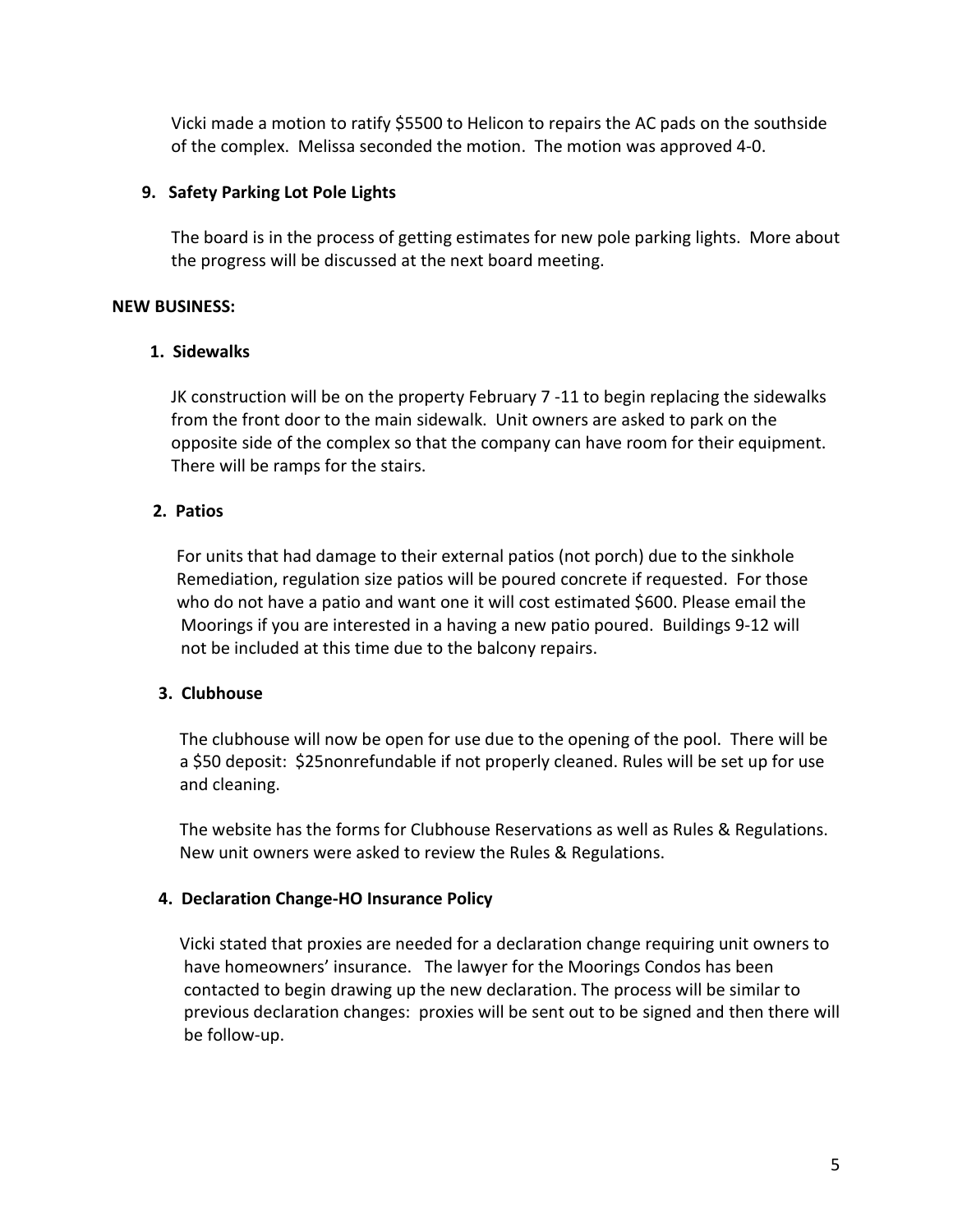Vicki made a motion to ratify $5500 to Helicon to repairs the AC pads on the southside of the complex. Melissa seconded the motion. The motion was approved 4-0.

**9. Safety Parking Lot Pole Lights**

The board is in the process of getting estimates for new pole parking lights. More about the progress will be discussed at the next board meeting.

**NEW BUSINESS:**

**1. Sidewalks**

JK construction will be on the property February 7 -11 to begin replacing the sidewalks from the front door to the main sidewalk. Unit owners are asked to park on the opposite side of the complex so that the company can have room for their equipment. There will be ramps for the stairs.

**2. Patios**

For units that had damage to their external patios (not porch) due to the sinkhole Remediation, regulation size patios will be poured concrete if requested. For those who do not have a patio and want one it will cost estimated $600. Please email the Moorings if you are interested in a having a new patio poured. Buildings 9-12 will not be included at this time due to the balcony repairs.

**3. Clubhouse**

The clubhouse will now be open for use due to the opening of the pool. There will be a $50 deposit: $25nonrefundable if not properly cleaned. Rules will be set up for use and cleaning.

The website has the forms for Clubhouse Reservations as well as Rules & Regulations. New unit owners were asked to review the Rules & Regulations.

**4. Declaration Change-HO Insurance Policy**

Vicki stated that proxies are needed for a declaration change requiring unit owners to have homeowners' insurance. The lawyer for the Moorings Condos has been contacted to begin drawing up the new declaration. The process will be similar to previous declaration changes: proxies will be sent out to be signed and then there will be follow-up.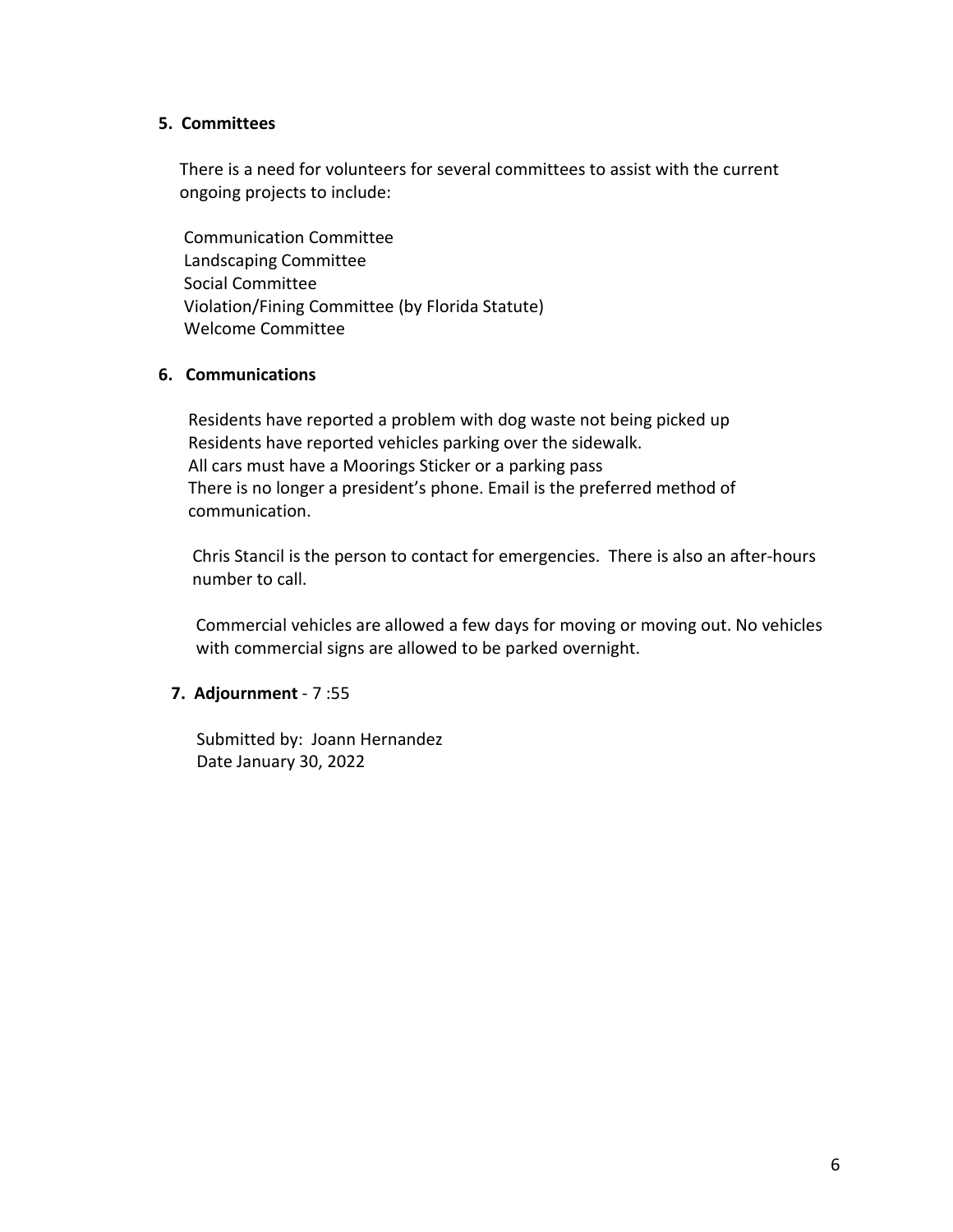**5. Committees**

There is a need for volunteers for several committees to assist with the current ongoing projects to include:

Communication Committee
Landscaping Committee
Social Committee
Violation/Fining Committee (by Florida Statute)
Welcome Committee

**6. Communications**

Residents have reported a problem with dog waste not being picked up
Residents have reported vehicles parking over the sidewalk.
All cars must have a Moorings Sticker or a parking pass
There is no longer a president's phone. Email is the preferred method of communication.

Chris Stancil is the person to contact for emergencies. There is also an after-hours number to call.

Commercial vehicles are allowed a few days for moving or moving out. No vehicles with commercial signs are allowed to be parked overnight.

**7. Adjournment** - 7 :55

Submitted by: Joann Hernandez
Date January 30, 2022